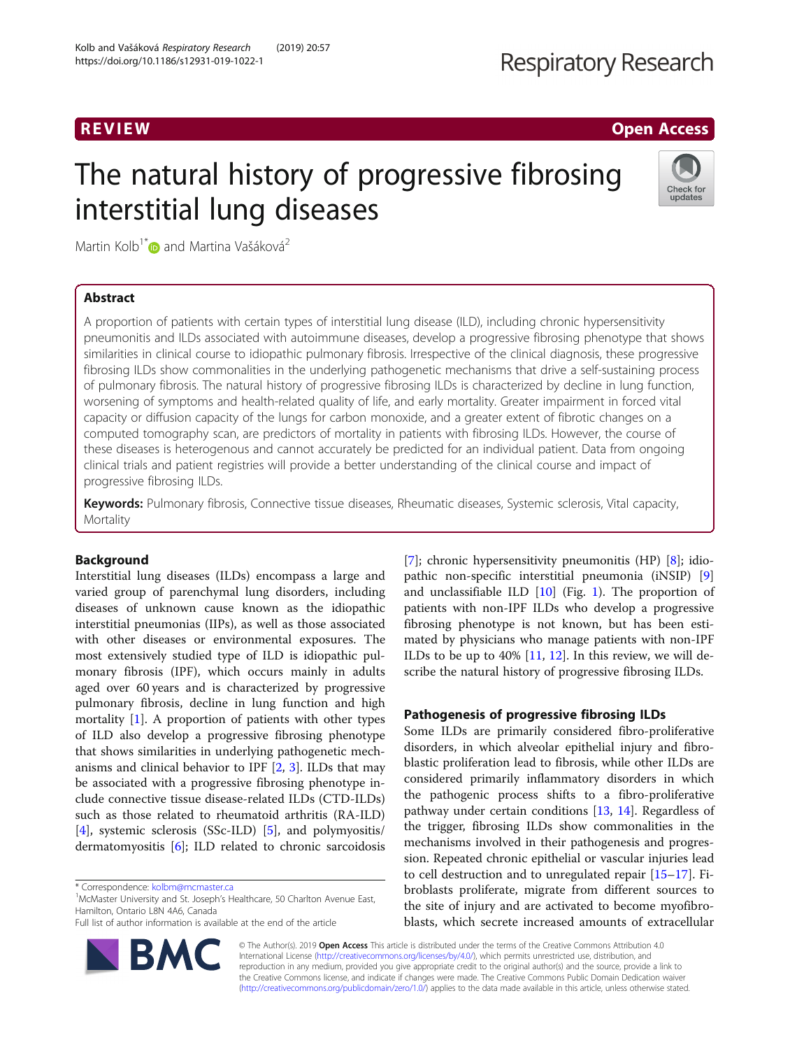REVIEW Open Access

# The natural history of progressive fibrosing interstitial lung diseases

Martin Kolb[1*] and Martina Vašáková[2]

## Abstract

A proportion of patients with certain types of interstitial lung disease (ILD), including chronic hypersensitivity pneumonitis and ILDs associated with autoimmune diseases, develop a progressive fibrosing phenotype that shows similarities in clinical course to idiopathic pulmonary fibrosis. Irrespective of the clinical diagnosis, these progressive fibrosing ILDs show commonalities in the underlying pathogenetic mechanisms that drive a self-sustaining process of pulmonary fibrosis. The natural history of progressive fibrosing ILDs is characterized by decline in lung function, worsening of symptoms and health-related quality of life, and early mortality. Greater impairment in forced vital capacity or diffusion capacity of the lungs for carbon monoxide, and a greater extent of fibrotic changes on a computed tomography scan, are predictors of mortality in patients with fibrosing ILDs. However, the course of these diseases is heterogenous and cannot accurately be predicted for an individual patient. Data from ongoing clinical trials and patient registries will provide a better understanding of the clinical course and impact of progressive fibrosing ILDs.

**Keywords:** Pulmonary fibrosis, Connective tissue diseases, Rheumatic diseases, Systemic sclerosis, Vital capacity, Mortality

## Background

Interstitial lung diseases (ILDs) encompass a large and varied group of parenchymal lung disorders, including diseases of unknown cause known as the idiopathic interstitial pneumonias (IIPs), as well as those associated with other diseases or environmental exposures. The most extensively studied type of ILD is idiopathic pulmonary fibrosis (IPF), which occurs mainly in adults aged over 60 years and is characterized by progressive pulmonary fibrosis, decline in lung function and high mortality [1]. A proportion of patients with other types of ILD also develop a progressive fibrosing phenotype that shows similarities in underlying pathogenetic mechanisms and clinical behavior to IPF [2, 3]. ILDs that may be associated with a progressive fibrosing phenotype include connective tissue disease-related ILDs (CTD-ILDs) such as those related to rheumatoid arthritis (RA-ILD) [4], systemic sclerosis (SSc-ILD) [5], and polymyositis/dermatomyositis [6]; ILD related to chronic sarcoidosis [7]; chronic hypersensitivity pneumonitis (HP) [8]; idiopathic non-specific interstitial pneumonia (iNSIP) [9] and unclassifiable ILD [10] (Fig. 1). The proportion of patients with non-IPF ILDs who develop a progressive fibrosing phenotype is not known, but has been estimated by physicians who manage patients with non-IPF ILDs to be up to 40% [11, 12]. In this review, we will describe the natural history of progressive fibrosing ILDs.

## Pathogenesis of progressive fibrosing ILDs

Some ILDs are primarily considered fibro-proliferative disorders, in which alveolar epithelial injury and fibroblastic proliferation lead to fibrosis, while other ILDs are considered primarily inflammatory disorders in which the pathogenic process shifts to a fibro-proliferative pathway under certain conditions [13, 14]. Regardless of the trigger, fibrosing ILDs show commonalities in the mechanisms involved in their pathogenesis and progression. Repeated chronic epithelial or vascular injuries lead to cell destruction and to unregulated repair [15–17]. Fibroblasts proliferate, migrate from different sources to the site of injury and are activated to become myofibroblasts, which secrete increased amounts of extracellular

\* Correspondence: kolbm@mcmaster.ca
[1]McMaster University and St. Joseph's Healthcare, 50 Charlton Avenue East, Hamilton, Ontario L8N 4A6, Canada
Full list of author information is available at the end of the article

© The Author(s). 2019 **Open Access** This article is distributed under the terms of the Creative Commons Attribution 4.0 International License (http://creativecommons.org/licenses/by/4.0/), which permits unrestricted use, distribution, and reproduction in any medium, provided you give appropriate credit to the original author(s) and the source, provide a link to the Creative Commons license, and indicate if changes were made. The Creative Commons Public Domain Dedication waiver (http://creativecommons.org/publicdomain/zero/1.0/) applies to the data made available in this article, unless otherwise stated.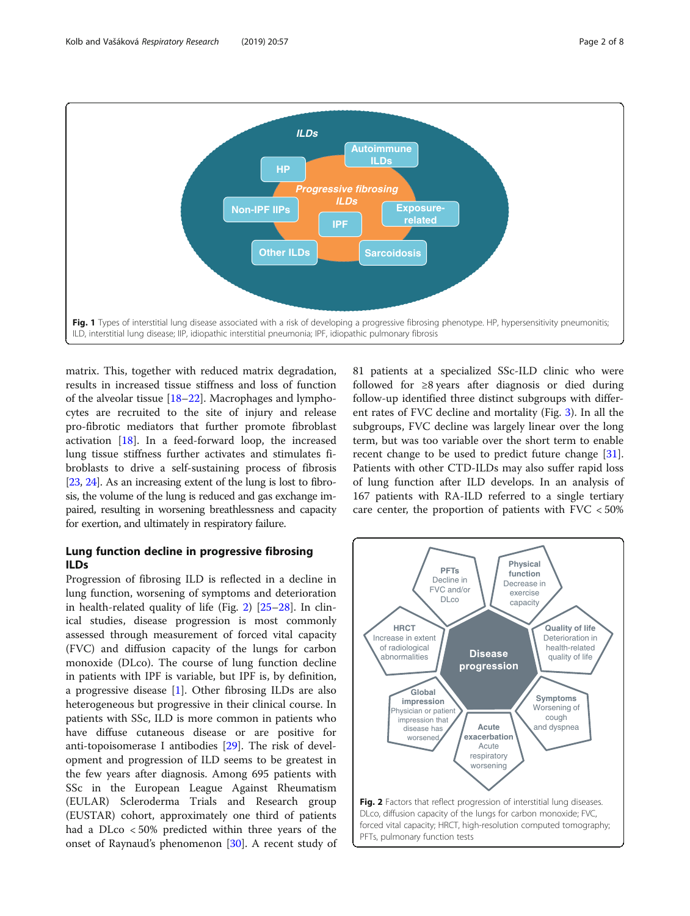Fig. 1 Types of interstitial lung disease associated with a risk of developing a progressive fibrosing phenotype. HP, hypersensitivity pneumonitis; ILD, interstitial lung disease; IIP, idiopathic interstitial pneumonia; IPF, idiopathic pulmonary fibrosis

matrix. This, together with reduced matrix degradation, results in increased tissue stiffness and loss of function of the alveolar tissue [18–22]. Macrophages and lymphocytes are recruited to the site of injury and release pro-fibrotic mediators that further promote fibroblast activation [18]. In a feed-forward loop, the increased lung tissue stiffness further activates and stimulates fibroblasts to drive a self-sustaining process of fibrosis [23, 24]. As an increasing extent of the lung is lost to fibrosis, the volume of the lung is reduced and gas exchange impaired, resulting in worsening breathlessness and capacity for exertion, and ultimately in respiratory failure.

## Lung function decline in progressive fibrosing ILDs

Progression of fibrosing ILD is reflected in a decline in lung function, worsening of symptoms and deterioration in health-related quality of life (Fig. 2) [25–28]. In clinical studies, disease progression is most commonly assessed through measurement of forced vital capacity (FVC) and diffusion capacity of the lungs for carbon monoxide (DLco). The course of lung function decline in patients with IPF is variable, but IPF is, by definition, a progressive disease [1]. Other fibrosing ILDs are also heterogeneous but progressive in their clinical course. In patients with SSc, ILD is more common in patients who have diffuse cutaneous disease or are positive for anti-topoisomerase I antibodies [29]. The risk of development and progression of ILD seems to be greatest in the few years after diagnosis. Among 695 patients with SSc in the European League Against Rheumatism (EULAR) Scleroderma Trials and Research group (EUSTAR) cohort, approximately one third of patients had a DLco < 50% predicted within three years of the onset of Raynaud's phenomenon [30]. A recent study of 81 patients at a specialized SSc-ILD clinic who were followed for ≥8 years after diagnosis or died during follow-up identified three distinct subgroups with different rates of FVC decline and mortality (Fig. 3). In all the subgroups, FVC decline was largely linear over the long term, but was too variable over the short term to enable recent change to be used to predict future change [31]. Patients with other CTD-ILDs may also suffer rapid loss of lung function after ILD develops. In an analysis of 167 patients with RA-ILD referred to a single tertiary care center, the proportion of patients with FVC < 50%

Fig. 2 Factors that reflect progression of interstitial lung diseases. DLco, diffusion capacity of the lungs for carbon monoxide; FVC, forced vital capacity; HRCT, high-resolution computed tomography; PFTs, pulmonary function tests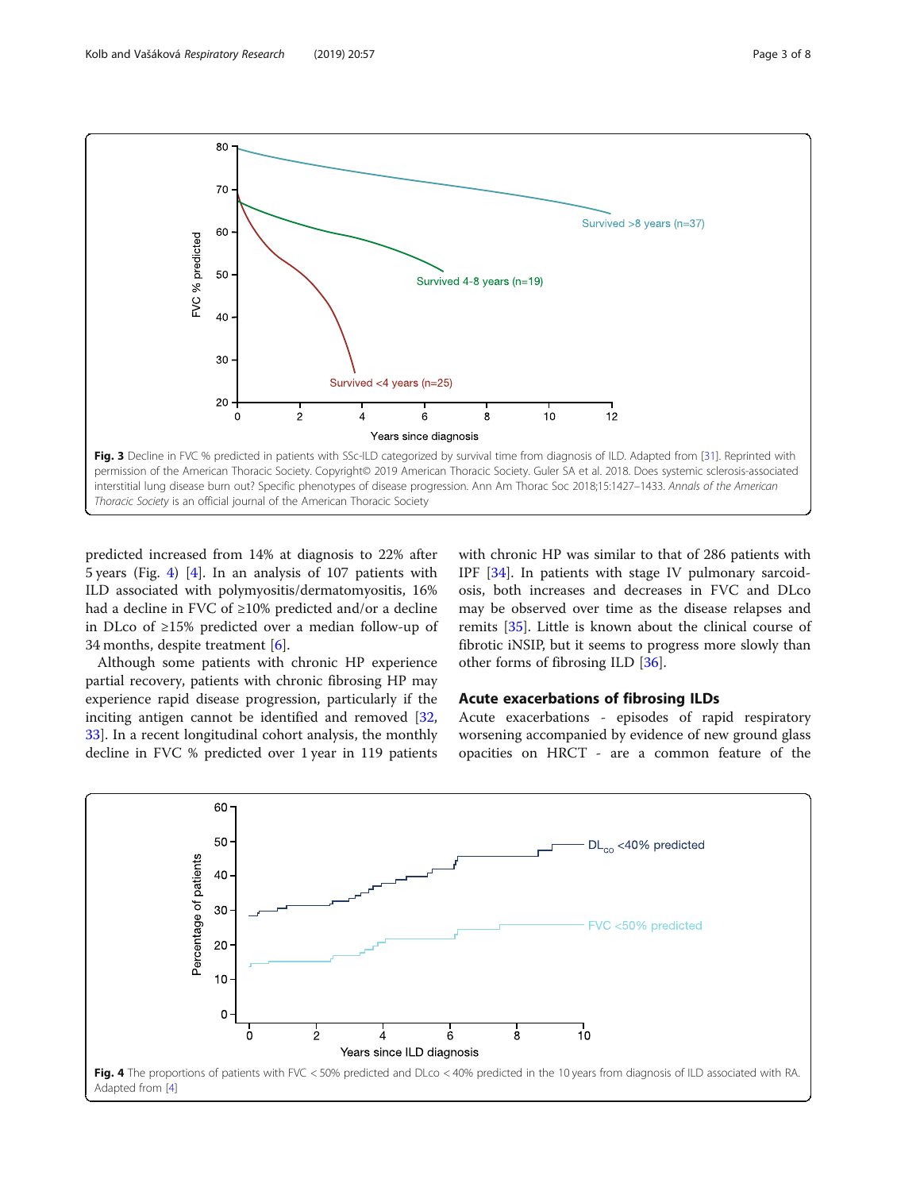Fig. 3 Decline in FVC % predicted in patients with SSc-ILD categorized by survival time from diagnosis of ILD. Adapted from [31]. Reprinted with permission of the American Thoracic Society. Copyright© 2019 American Thoracic Society. Guler SA et al. 2018. Does systemic sclerosis-associated interstitial lung disease burn out? Specific phenotypes of disease progression. Ann Am Thorac Soc 2018;15:1427–1433. *Annals of the American Thoracic Society* is an official journal of the American Thoracic Society

predicted increased from 14% at diagnosis to 22% after 5 years (Fig. 4) [4]. In an analysis of 107 patients with ILD associated with polymyositis/dermatomyositis, 16% had a decline in FVC of ≥10% predicted and/or a decline in DLco of ≥15% predicted over a median follow-up of 34 months, despite treatment [6].

Although some patients with chronic HP experience partial recovery, patients with chronic fibrosing HP may experience rapid disease progression, particularly if the inciting antigen cannot be identified and removed [32, 33]. In a recent longitudinal cohort analysis, the monthly decline in FVC % predicted over 1 year in 119 patients with chronic HP was similar to that of 286 patients with IPF [34]. In patients with stage IV pulmonary sarcoidosis, both increases and decreases in FVC and DLco may be observed over time as the disease relapses and remits [35]. Little is known about the clinical course of fibrotic iNSIP, but it seems to progress more slowly than other forms of fibrosing ILD [36].

## Acute exacerbations of fibrosing ILDs

Acute exacerbations - episodes of rapid respiratory worsening accompanied by evidence of new ground glass opacities on HRCT - are a common feature of the

Fig. 4 The proportions of patients with FVC < 50% predicted and DLco < 40% predicted in the 10 years from diagnosis of ILD associated with RA. Adapted from [4]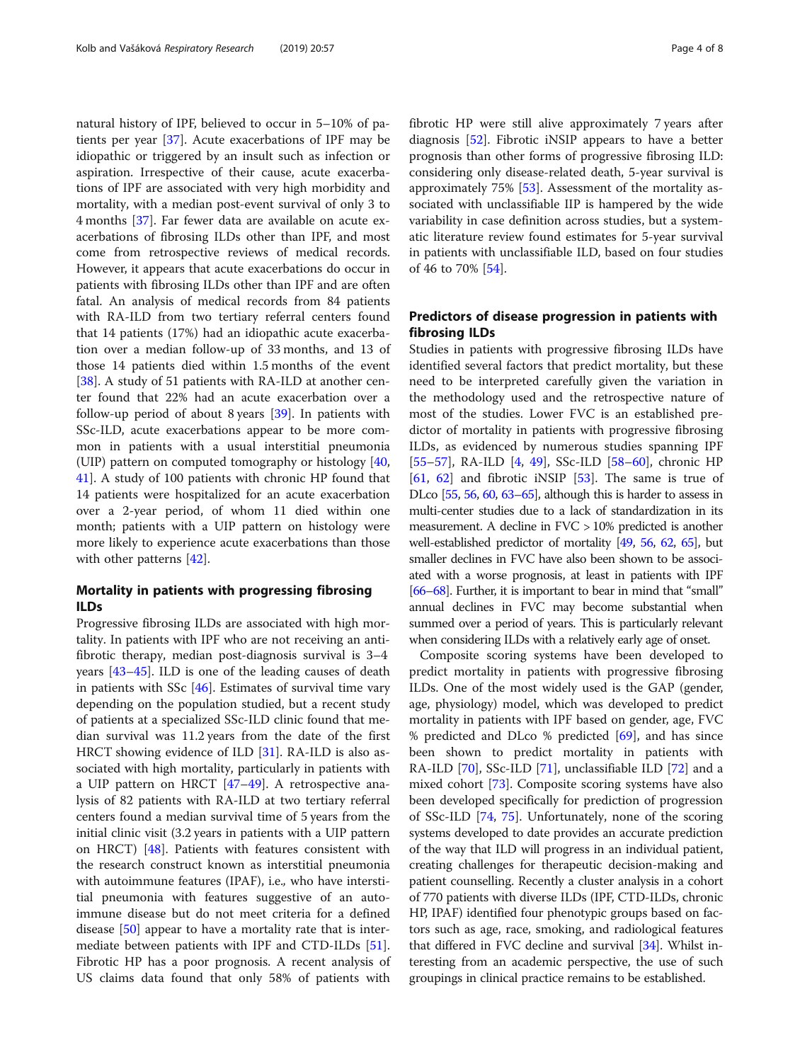natural history of IPF, believed to occur in 5–10% of patients per year [37]. Acute exacerbations of IPF may be idiopathic or triggered by an insult such as infection or aspiration. Irrespective of their cause, acute exacerbations of IPF are associated with very high morbidity and mortality, with a median post-event survival of only 3 to 4 months [37]. Far fewer data are available on acute exacerbations of fibrosing ILDs other than IPF, and most come from retrospective reviews of medical records. However, it appears that acute exacerbations do occur in patients with fibrosing ILDs other than IPF and are often fatal. An analysis of medical records from 84 patients with RA-ILD from two tertiary referral centers found that 14 patients (17%) had an idiopathic acute exacerbation over a median follow-up of 33 months, and 13 of those 14 patients died within 1.5 months of the event [38]. A study of 51 patients with RA-ILD at another center found that 22% had an acute exacerbation over a follow-up period of about 8 years [39]. In patients with SSc-ILD, acute exacerbations appear to be more common in patients with a usual interstitial pneumonia (UIP) pattern on computed tomography or histology [40, 41]. A study of 100 patients with chronic HP found that 14 patients were hospitalized for an acute exacerbation over a 2-year period, of whom 11 died within one month; patients with a UIP pattern on histology were more likely to experience acute exacerbations than those with other patterns [42].

## Mortality in patients with progressing fibrosing ILDs

Progressive fibrosing ILDs are associated with high mortality. In patients with IPF who are not receiving an anti-fibrotic therapy, median post-diagnosis survival is 3–4 years [43–45]. ILD is one of the leading causes of death in patients with SSc [46]. Estimates of survival time vary depending on the population studied, but a recent study of patients at a specialized SSc-ILD clinic found that median survival was 11.2 years from the date of the first HRCT showing evidence of ILD [31]. RA-ILD is also associated with high mortality, particularly in patients with a UIP pattern on HRCT [47–49]. A retrospective analysis of 82 patients with RA-ILD at two tertiary referral centers found a median survival time of 5 years from the initial clinic visit (3.2 years in patients with a UIP pattern on HRCT) [48]. Patients with features consistent with the research construct known as interstitial pneumonia with autoimmune features (IPAF), i.e., who have interstitial pneumonia with features suggestive of an autoimmune disease but do not meet criteria for a defined disease [50] appear to have a mortality rate that is intermediate between patients with IPF and CTD-ILDs [51]. Fibrotic HP has a poor prognosis. A recent analysis of US claims data found that only 58% of patients with fibrotic HP were still alive approximately 7 years after diagnosis [52]. Fibrotic iNSIP appears to have a better prognosis than other forms of progressive fibrosing ILD: considering only disease-related death, 5-year survival is approximately 75% [53]. Assessment of the mortality associated with unclassifiable IIP is hampered by the wide variability in case definition across studies, but a systematic literature review found estimates for 5-year survival in patients with unclassifiable ILD, based on four studies of 46 to 70% [54].

## Predictors of disease progression in patients with fibrosing ILDs

Studies in patients with progressive fibrosing ILDs have identified several factors that predict mortality, but these need to be interpreted carefully given the variation in the methodology used and the retrospective nature of most of the studies. Lower FVC is an established predictor of mortality in patients with progressive fibrosing ILDs, as evidenced by numerous studies spanning IPF [55–57], RA-ILD [4, 49], SSc-ILD [58–60], chronic HP [61, 62] and fibrotic iNSIP [53]. The same is true of DLco [55, 56, 60, 63–65], although this is harder to assess in multi-center studies due to a lack of standardization in its measurement. A decline in FVC > 10% predicted is another well-established predictor of mortality [49, 56, 62, 65], but smaller declines in FVC have also been shown to be associated with a worse prognosis, at least in patients with IPF [66–68]. Further, it is important to bear in mind that "small" annual declines in FVC may become substantial when summed over a period of years. This is particularly relevant when considering ILDs with a relatively early age of onset.

Composite scoring systems have been developed to predict mortality in patients with progressive fibrosing ILDs. One of the most widely used is the GAP (gender, age, physiology) model, which was developed to predict mortality in patients with IPF based on gender, age, FVC % predicted and DLco % predicted [69], and has since been shown to predict mortality in patients with RA-ILD [70], SSc-ILD [71], unclassifiable ILD [72] and a mixed cohort [73]. Composite scoring systems have also been developed specifically for prediction of progression of SSc-ILD [74, 75]. Unfortunately, none of the scoring systems developed to date provides an accurate prediction of the way that ILD will progress in an individual patient, creating challenges for therapeutic decision-making and patient counselling. Recently a cluster analysis in a cohort of 770 patients with diverse ILDs (IPF, CTD-ILDs, chronic HP, IPAF) identified four phenotypic groups based on factors such as age, race, smoking, and radiological features that differed in FVC decline and survival [34]. Whilst interesting from an academic perspective, the use of such groupings in clinical practice remains to be established.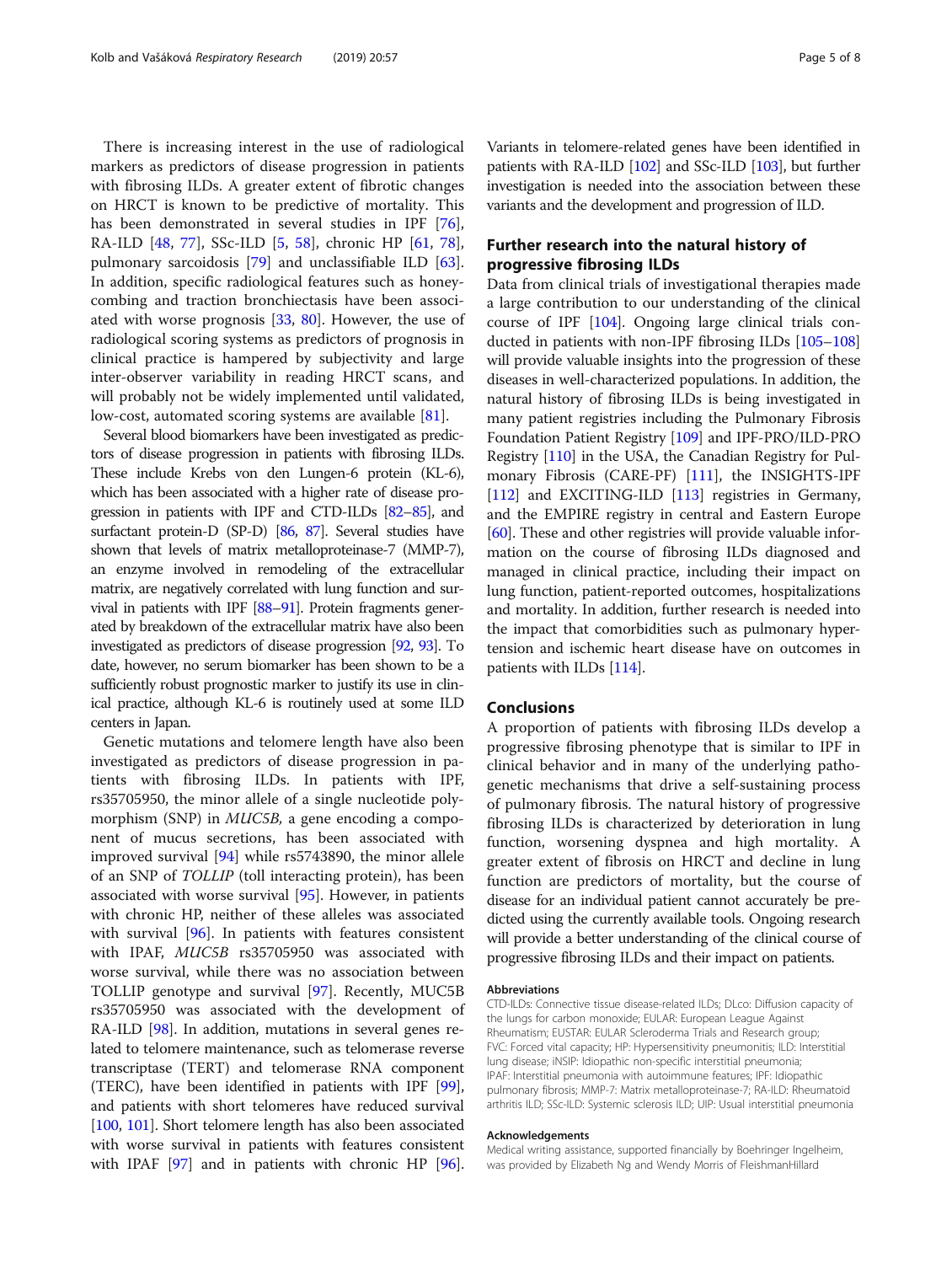There is increasing interest in the use of radiological markers as predictors of disease progression in patients with fibrosing ILDs. A greater extent of fibrotic changes on HRCT is known to be predictive of mortality. This has been demonstrated in several studies in IPF [76], RA-ILD [48, 77], SSc-ILD [5, 58], chronic HP [61, 78], pulmonary sarcoidosis [79] and unclassifiable ILD [63]. In addition, specific radiological features such as honeycombing and traction bronchiectasis have been associated with worse prognosis [33, 80]. However, the use of radiological scoring systems as predictors of prognosis in clinical practice is hampered by subjectivity and large inter-observer variability in reading HRCT scans, and will probably not be widely implemented until validated, low-cost, automated scoring systems are available [81].

Several blood biomarkers have been investigated as predictors of disease progression in patients with fibrosing ILDs. These include Krebs von den Lungen-6 protein (KL-6), which has been associated with a higher rate of disease progression in patients with IPF and CTD-ILDs [82–85], and surfactant protein-D (SP-D) [86, 87]. Several studies have shown that levels of matrix metalloproteinase-7 (MMP-7), an enzyme involved in remodeling of the extracellular matrix, are negatively correlated with lung function and survival in patients with IPF [88–91]. Protein fragments generated by breakdown of the extracellular matrix have also been investigated as predictors of disease progression [92, 93]. To date, however, no serum biomarker has been shown to be a sufficiently robust prognostic marker to justify its use in clinical practice, although KL-6 is routinely used at some ILD centers in Japan.

Genetic mutations and telomere length have also been investigated as predictors of disease progression in patients with fibrosing ILDs. In patients with IPF, rs35705950, the minor allele of a single nucleotide polymorphism (SNP) in *MUC5B*, a gene encoding a component of mucus secretions, has been associated with improved survival [94] while rs5743890, the minor allele of an SNP of *TOLLIP* (toll interacting protein), has been associated with worse survival [95]. However, in patients with chronic HP, neither of these alleles was associated with survival [96]. In patients with features consistent with IPAF, *MUC5B* rs35705950 was associated with worse survival, while there was no association between TOLLIP genotype and survival [97]. Recently, MUC5B rs35705950 was associated with the development of RA-ILD [98]. In addition, mutations in several genes related to telomere maintenance, such as telomerase reverse transcriptase (TERT) and telomerase RNA component (TERC), have been identified in patients with IPF [99], and patients with short telomeres have reduced survival [100, 101]. Short telomere length has also been associated with worse survival in patients with features consistent with IPAF [97] and in patients with chronic HP [96]. Variants in telomere-related genes have been identified in patients with RA-ILD [102] and SSc-ILD [103], but further investigation is needed into the association between these variants and the development and progression of ILD.

## Further research into the natural history of progressive fibrosing ILDs

Data from clinical trials of investigational therapies made a large contribution to our understanding of the clinical course of IPF [104]. Ongoing large clinical trials conducted in patients with non-IPF fibrosing ILDs [105–108] will provide valuable insights into the progression of these diseases in well-characterized populations. In addition, the natural history of fibrosing ILDs is being investigated in many patient registries including the Pulmonary Fibrosis Foundation Patient Registry [109] and IPF-PRO/ILD-PRO Registry [110] in the USA, the Canadian Registry for Pulmonary Fibrosis (CARE-PF) [111], the INSIGHTS-IPF [112] and EXCITING-ILD [113] registries in Germany, and the EMPIRE registry in central and Eastern Europe [60]. These and other registries will provide valuable information on the course of fibrosing ILDs diagnosed and managed in clinical practice, including their impact on lung function, patient-reported outcomes, hospitalizations and mortality. In addition, further research is needed into the impact that comorbidities such as pulmonary hypertension and ischemic heart disease have on outcomes in patients with ILDs [114].

## Conclusions

A proportion of patients with fibrosing ILDs develop a progressive fibrosing phenotype that is similar to IPF in clinical behavior and in many of the underlying pathogenetic mechanisms that drive a self-sustaining process of pulmonary fibrosis. The natural history of progressive fibrosing ILDs is characterized by deterioration in lung function, worsening dyspnea and high mortality. A greater extent of fibrosis on HRCT and decline in lung function are predictors of mortality, but the course of disease for an individual patient cannot accurately be predicted using the currently available tools. Ongoing research will provide a better understanding of the clinical course of progressive fibrosing ILDs and their impact on patients.

#### Abbreviations

CTD-ILDs: Connective tissue disease-related ILDs; DLco: Diffusion capacity of the lungs for carbon monoxide; EULAR: European League Against Rheumatism; EUSTAR: EULAR Scleroderma Trials and Research group; FVC: Forced vital capacity; HP: Hypersensitivity pneumonitis; ILD: Interstitial lung disease; iNSIP: Idiopathic non-specific interstitial pneumonia; IPAF: Interstitial pneumonia with autoimmune features; IPF: Idiopathic pulmonary fibrosis; MMP-7: Matrix metalloproteinase-7; RA-ILD: Rheumatoid arthritis ILD; SSc-ILD: Systemic sclerosis ILD; UIP: Usual interstitial pneumonia

#### Acknowledgements

Medical writing assistance, supported financially by Boehringer Ingelheim, was provided by Elizabeth Ng and Wendy Morris of FleishmanHillard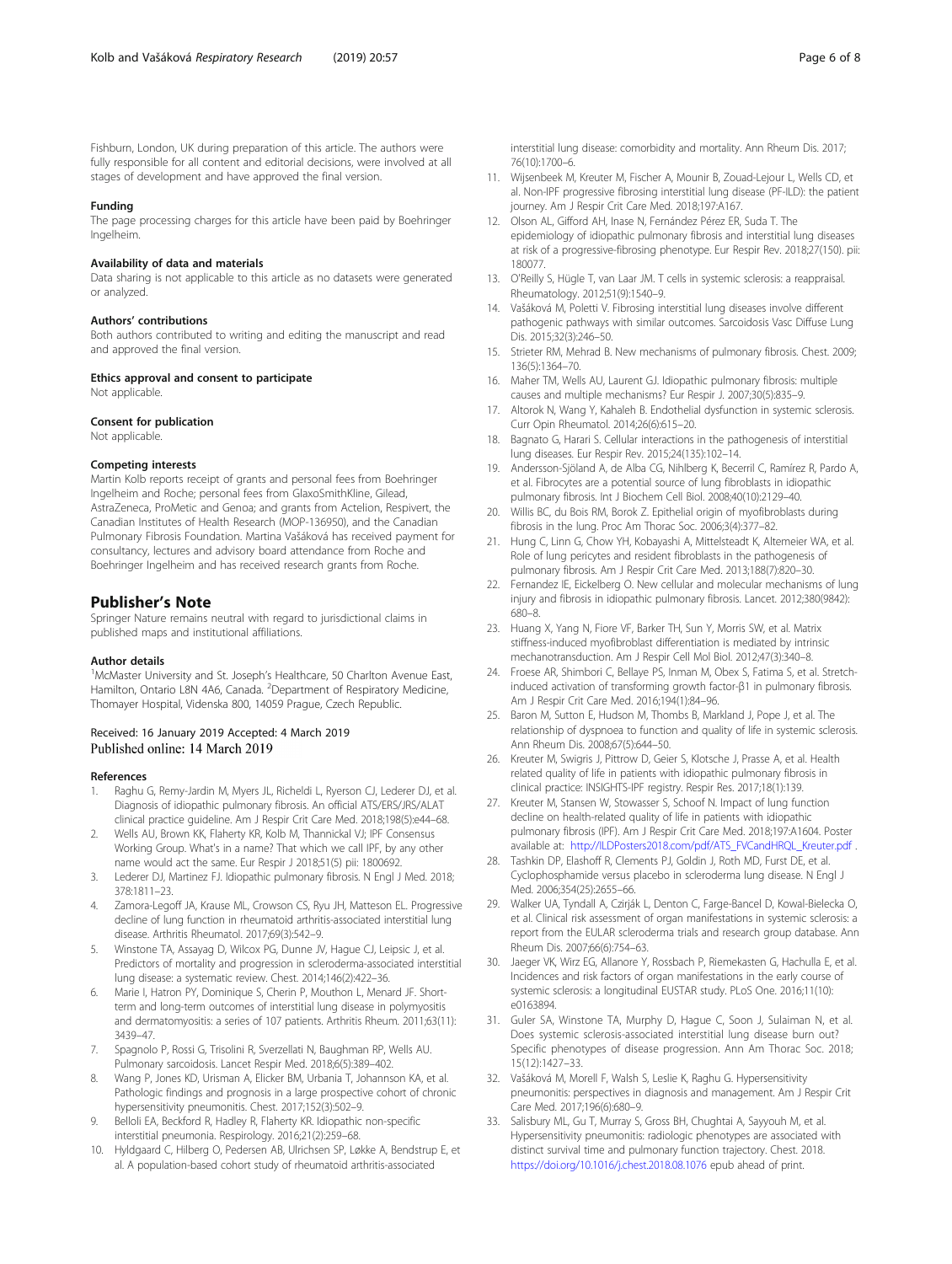Fishburn, London, UK during preparation of this article. The authors were fully responsible for all content and editorial decisions, were involved at all stages of development and have approved the final version.

#### Funding

The page processing charges for this article have been paid by Boehringer Ingelheim.

#### Availability of data and materials

Data sharing is not applicable to this article as no datasets were generated or analyzed.

#### Authors' contributions

Both authors contributed to writing and editing the manuscript and read and approved the final version.

#### Ethics approval and consent to participate

Not applicable.

#### Consent for publication

Not applicable.

#### Competing interests

Martin Kolb reports receipt of grants and personal fees from Boehringer Ingelheim and Roche; personal fees from GlaxoSmithKline, Gilead, AstraZeneca, ProMetic and Genoa; and grants from Actelion, Respivert, the Canadian Institutes of Health Research (MOP-136950), and the Canadian Pulmonary Fibrosis Foundation. Martina Vašáková has received payment for consultancy, lectures and advisory board attendance from Roche and Boehringer Ingelheim and has received research grants from Roche.

## Publisher's Note

Springer Nature remains neutral with regard to jurisdictional claims in published maps and institutional affiliations.

#### Author details

[1]McMaster University and St. Joseph's Healthcare, 50 Charlton Avenue East, Hamilton, Ontario L8N 4A6, Canada. [2]Department of Respiratory Medicine, Thomayer Hospital, Videnska 800, 14059 Prague, Czech Republic.

Received: 16 January 2019 Accepted: 4 March 2019
Published online: 14 March 2019

#### References

1. Raghu G, Remy-Jardin M, Myers JL, Richeldi L, Ryerson CJ, Lederer DJ, et al. Diagnosis of idiopathic pulmonary fibrosis. An official ATS/ERS/JRS/ALAT clinical practice guideline. Am J Respir Crit Care Med. 2018;198(5):e44–68.
2. Wells AU, Brown KK, Flaherty KR, Kolb M, Thannickal VJ; IPF Consensus Working Group. What's in a name? That which we call IPF, by any other name would act the same. Eur Respir J 2018;51(5) pii: 1800692.
3. Lederer DJ, Martinez FJ. Idiopathic pulmonary fibrosis. N Engl J Med. 2018; 378:1811–23.
4. Zamora-Legoff JA, Krause ML, Crowson CS, Ryu JH, Matteson EL. Progressive decline of lung function in rheumatoid arthritis-associated interstitial lung disease. Arthritis Rheumatol. 2017;69(3):542–9.
5. Winstone TA, Assayag D, Wilcox PG, Dunne JV, Hague CJ, Leipsic J, et al. Predictors of mortality and progression in scleroderma-associated interstitial lung disease: a systematic review. Chest. 2014;146(2):422–36.
6. Marie I, Hatron PY, Dominique S, Cherin P, Mouthon L, Menard JF. Short-term and long-term outcomes of interstitial lung disease in polymyositis and dermatomyositis: a series of 107 patients. Arthritis Rheum. 2011;63(11): 3439–47.
7. Spagnolo P, Rossi G, Trisolini R, Sverzellati N, Baughman RP, Wells AU. Pulmonary sarcoidosis. Lancet Respir Med. 2018;6(5):389–402.
8. Wang P, Jones KD, Urisman A, Elicker BM, Urbania T, Johannson KA, et al. Pathologic findings and prognosis in a large prospective cohort of chronic hypersensitivity pneumonitis. Chest. 2017;152(3):502–9.
9. Belloli EA, Beckford R, Hadley R, Flaherty KR. Idiopathic non-specific interstitial pneumonia. Respirology. 2016;21(2):259–68.
10. Hyldgaard C, Hilberg O, Pedersen AB, Ulrichsen SP, Løkke A, Bendstrup E, et al. A population-based cohort study of rheumatoid arthritis-associated interstitial lung disease: comorbidity and mortality. Ann Rheum Dis. 2017; 76(10):1700–6.
11. Wijsenbeek M, Kreuter M, Fischer A, Mounir B, Zouad-Lejour L, Wells CD, et al. Non-IPF progressive fibrosing interstitial lung disease (PF-ILD): the patient journey. Am J Respir Crit Care Med. 2018;197:A167.
12. Olson AL, Gifford AH, Inase N, Fernández Pérez ER, Suda T. The epidemiology of idiopathic pulmonary fibrosis and interstitial lung diseases at risk of a progressive-fibrosing phenotype. Eur Respir Rev. 2018;27(150). pii: 180077.
13. O'Reilly S, Hügle T, van Laar JM. T cells in systemic sclerosis: a reappraisal. Rheumatology. 2012;51(9):1540–9.
14. Vašáková M, Poletti V. Fibrosing interstitial lung diseases involve different pathogenic pathways with similar outcomes. Sarcoidosis Vasc Diffuse Lung Dis. 2015;32(3):246–50.
15. Strieter RM, Mehrad B. New mechanisms of pulmonary fibrosis. Chest. 2009; 136(5):1364–70.
16. Maher TM, Wells AU, Laurent GJ. Idiopathic pulmonary fibrosis: multiple causes and multiple mechanisms? Eur Respir J. 2007;30(5):835–9.
17. Altorok N, Wang Y, Kahaleh B. Endothelial dysfunction in systemic sclerosis. Curr Opin Rheumatol. 2014;26(6):615–20.
18. Bagnato G, Harari S. Cellular interactions in the pathogenesis of interstitial lung diseases. Eur Respir Rev. 2015;24(135):102–14.
19. Andersson-Sjöland A, de Alba CG, Nihlberg K, Becerril C, Ramírez R, Pardo A, et al. Fibrocytes are a potential source of lung fibroblasts in idiopathic pulmonary fibrosis. Int J Biochem Cell Biol. 2008;40(10):2129–40.
20. Willis BC, du Bois RM, Borok Z. Epithelial origin of myofibroblasts during fibrosis in the lung. Proc Am Thorac Soc. 2006;3(4):377–82.
21. Hung C, Linn G, Chow YH, Kobayashi A, Mittelsteadt K, Altemeier WA, et al. Role of lung pericytes and resident fibroblasts in the pathogenesis of pulmonary fibrosis. Am J Respir Crit Care Med. 2013;188(7):820–30.
22. Fernandez IE, Eickelberg O. New cellular and molecular mechanisms of lung injury and fibrosis in idiopathic pulmonary fibrosis. Lancet. 2012;380(9842): 680–8.
23. Huang X, Yang N, Fiore VF, Barker TH, Sun Y, Morris SW, et al. Matrix stiffness-induced myofibroblast differentiation is mediated by intrinsic mechanotransduction. Am J Respir Cell Mol Biol. 2012;47(3):340–8.
24. Froese AR, Shimbori C, Bellaye PS, Inman M, Obex S, Fatima S, et al. Stretch-induced activation of transforming growth factor-β1 in pulmonary fibrosis. Am J Respir Crit Care Med. 2016;194(1):84–96.
25. Baron M, Sutton E, Hudson M, Thombs B, Markland J, Pope J, et al. The relationship of dyspnoea to function and quality of life in systemic sclerosis. Ann Rheum Dis. 2008;67(5):644–50.
26. Kreuter M, Swigris J, Pittrow D, Geier S, Klotsche J, Prasse A, et al. Health related quality of life in patients with idiopathic pulmonary fibrosis in clinical practice: INSIGHTS-IPF registry. Respir Res. 2017;18(1):139.
27. Kreuter M, Stansen W, Stowasser S, Schoof N. Impact of lung function decline on health-related quality of life in patients with idiopathic pulmonary fibrosis (IPF). Am J Respir Crit Care Med. 2018;197:A1604. Poster available at: http://ILDPosters2018.com/pdf/ATS_FVCandHRQL_Kreuter.pdf .
28. Tashkin DP, Elashoff R, Clements PJ, Goldin J, Roth MD, Furst DE, et al. Cyclophosphamide versus placebo in scleroderma lung disease. N Engl J Med. 2006;354(25):2655–66.
29. Walker UA, Tyndall A, Czirják L, Denton C, Farge-Bancel D, Kowal-Bielecka O, et al. Clinical risk assessment of organ manifestations in systemic sclerosis: a report from the EULAR scleroderma trials and research group database. Ann Rheum Dis. 2007;66(6):754–63.
30. Jaeger VK, Wirz EG, Allanore Y, Rossbach P, Riemekasten G, Hachulla E, et al. Incidences and risk factors of organ manifestations in the early course of systemic sclerosis: a longitudinal EUSTAR study. PLoS One. 2016;11(10): e0163894.
31. Guler SA, Winstone TA, Murphy D, Hague C, Soon J, Sulaiman N, et al. Does systemic sclerosis-associated interstitial lung disease burn out? Specific phenotypes of disease progression. Ann Am Thorac Soc. 2018; 15(12):1427–33.
32. Vašáková M, Morell F, Walsh S, Leslie K, Raghu G. Hypersensitivity pneumonitis: perspectives in diagnosis and management. Am J Respir Crit Care Med. 2017;196(6):680–9.
33. Salisbury ML, Gu T, Murray S, Gross BH, Chughtai A, Sayyouh M, et al. Hypersensitivity pneumonitis: radiologic phenotypes are associated with distinct survival time and pulmonary function trajectory. Chest. 2018. https://doi.org/10.1016/j.chest.2018.08.1076 epub ahead of print.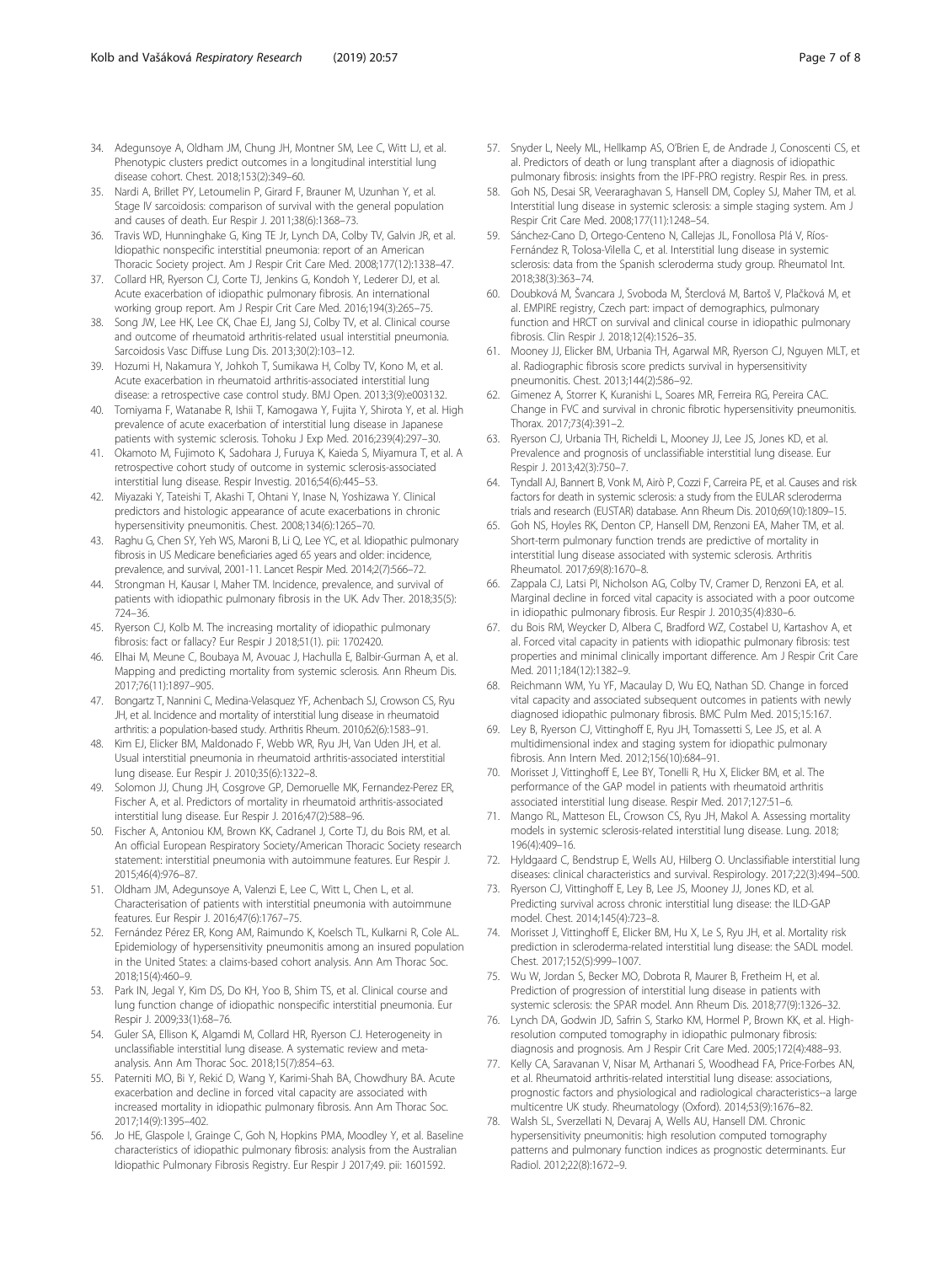34. Adegunsoye A, Oldham JM, Chung JH, Montner SM, Lee C, Witt LJ, et al. Phenotypic clusters predict outcomes in a longitudinal interstitial lung disease cohort. Chest. 2018;153(2):349–60.
35. Nardi A, Brillet PY, Letoumelin P, Girard F, Brauner M, Uzunhan Y, et al. Stage IV sarcoidosis: comparison of survival with the general population and causes of death. Eur Respir J. 2011;38(6):1368–73.
36. Travis WD, Hunninghake G, King TE Jr, Lynch DA, Colby TV, Galvin JR, et al. Idiopathic nonspecific interstitial pneumonia: report of an American Thoracic Society project. Am J Respir Crit Care Med. 2008;177(12):1338–47.
37. Collard HR, Ryerson CJ, Corte TJ, Jenkins G, Kondoh Y, Lederer DJ, et al. Acute exacerbation of idiopathic pulmonary fibrosis. An international working group report. Am J Respir Crit Care Med. 2016;194(3):265–75.
38. Song JW, Lee HK, Lee CK, Chae EJ, Jang SJ, Colby TV, et al. Clinical course and outcome of rheumatoid arthritis-related usual interstitial pneumonia. Sarcoidosis Vasc Diffuse Lung Dis. 2013;30(2):103–12.
39. Hozumi H, Nakamura Y, Johkoh T, Sumikawa H, Colby TV, Kono M, et al. Acute exacerbation in rheumatoid arthritis-associated interstitial lung disease: a retrospective case control study. BMJ Open. 2013;3(9):e003132.
40. Tomiyama F, Watanabe R, Ishii T, Kamogawa Y, Fujita Y, Shirota Y, et al. High prevalence of acute exacerbation of interstitial lung disease in Japanese patients with systemic sclerosis. Tohoku J Exp Med. 2016;239(4):297–30.
41. Okamoto M, Fujimoto K, Sadohara J, Furuya K, Kaieda S, Miyamura T, et al. A retrospective cohort study of outcome in systemic sclerosis-associated interstitial lung disease. Respir Investig. 2016;54(6):445–53.
42. Miyazaki Y, Tateishi T, Akashi T, Ohtani Y, Inase N, Yoshizawa Y. Clinical predictors and histologic appearance of acute exacerbations in chronic hypersensitivity pneumonitis. Chest. 2008;134(6):1265–70.
43. Raghu G, Chen SY, Yeh WS, Maroni B, Li Q, Lee YC, et al. Idiopathic pulmonary fibrosis in US Medicare beneficiaries aged 65 years and older: incidence, prevalence, and survival, 2001-11. Lancet Respir Med. 2014;2(7):566–72.
44. Strongman H, Kausar I, Maher TM. Incidence, prevalence, and survival of patients with idiopathic pulmonary fibrosis in the UK. Adv Ther. 2018;35(5): 724–36.
45. Ryerson CJ, Kolb M. The increasing mortality of idiopathic pulmonary fibrosis: fact or fallacy? Eur Respir J 2018;51(1). pii: 1702420.
46. Elhai M, Meune C, Boubaya M, Avouac J, Hachulla E, Balbir-Gurman A, et al. Mapping and predicting mortality from systemic sclerosis. Ann Rheum Dis. 2017;76(11):1897–905.
47. Bongartz T, Nannini C, Medina-Velasquez YF, Achenbach SJ, Crowson CS, Ryu JH, et al. Incidence and mortality of interstitial lung disease in rheumatoid arthritis: a population-based study. Arthritis Rheum. 2010;62(6):1583–91.
48. Kim EJ, Elicker BM, Maldonado F, Webb WR, Ryu JH, Van Uden JH, et al. Usual interstitial pneumonia in rheumatoid arthritis-associated interstitial lung disease. Eur Respir J. 2010;35(6):1322–8.
49. Solomon JJ, Chung JH, Cosgrove GP, Demoruelle MK, Fernandez-Perez ER, Fischer A, et al. Predictors of mortality in rheumatoid arthritis-associated interstitial lung disease. Eur Respir J. 2016;47(2):588–96.
50. Fischer A, Antoniou KM, Brown KK, Cadranel J, Corte TJ, du Bois RM, et al. An official European Respiratory Society/American Thoracic Society research statement: interstitial pneumonia with autoimmune features. Eur Respir J. 2015;46(4):976–87.
51. Oldham JM, Adegunsoye A, Valenzi E, Lee C, Witt L, Chen L, et al. Characterisation of patients with interstitial pneumonia with autoimmune features. Eur Respir J. 2016;47(6):1767–75.
52. Fernández Pérez ER, Kong AM, Raimundo K, Koelsch TL, Kulkarni R, Cole AL. Epidemiology of hypersensitivity pneumonitis among an insured population in the United States: a claims-based cohort analysis. Ann Am Thorac Soc. 2018;15(4):460–9.
53. Park IN, Jegal Y, Kim DS, Do KH, Yoo B, Shim TS, et al. Clinical course and lung function change of idiopathic nonspecific interstitial pneumonia. Eur Respir J. 2009;33(1):68–76.
54. Guler SA, Ellison K, Algamdi M, Collard HR, Ryerson CJ. Heterogeneity in unclassifiable interstitial lung disease. A systematic review and meta-analysis. Ann Am Thorac Soc. 2018;15(7):854–63.
55. Paterniti MO, Bi Y, Rekić D, Wang Y, Karimi-Shah BA, Chowdhury BA. Acute exacerbation and decline in forced vital capacity are associated with increased mortality in idiopathic pulmonary fibrosis. Ann Am Thorac Soc. 2017;14(9):1395–402.
56. Jo HE, Glaspole I, Grainge C, Goh N, Hopkins PMA, Moodley Y, et al. Baseline characteristics of idiopathic pulmonary fibrosis: analysis from the Australian Idiopathic Pulmonary Fibrosis Registry. Eur Respir J 2017;49. pii: 1601592.
57. Snyder L, Neely ML, Hellkamp AS, O'Brien E, de Andrade J, Conoscenti CS, et al. Predictors of death or lung transplant after a diagnosis of idiopathic pulmonary fibrosis: insights from the IPF-PRO registry. Respir Res. in press.
58. Goh NS, Desai SR, Veeraraghavan S, Hansell DM, Copley SJ, Maher TM, et al. Interstitial lung disease in systemic sclerosis: a simple staging system. Am J Respir Crit Care Med. 2008;177(11):1248–54.
59. Sánchez-Cano D, Ortego-Centeno N, Callejas JL, Fonollosa Plá V, Ríos-Fernández R, Tolosa-Vilella C, et al. Interstitial lung disease in systemic sclerosis: data from the Spanish scleroderma study group. Rheumatol Int. 2018;38(3):363–74.
60. Doubková M, Švancara J, Svoboda M, Šterclová M, Bartoš V, Plačková M, et al. EMPIRE registry, Czech part: impact of demographics, pulmonary function and HRCT on survival and clinical course in idiopathic pulmonary fibrosis. Clin Respir J. 2018;12(4):1526–35.
61. Mooney JJ, Elicker BM, Urbania TH, Agarwal MR, Ryerson CJ, Nguyen MLT, et al. Radiographic fibrosis score predicts survival in hypersensitivity pneumonitis. Chest. 2013;144(2):586–92.
62. Gimenez A, Storrer K, Kuranishi L, Soares MR, Ferreira RG, Pereira CAC. Change in FVC and survival in chronic fibrotic hypersensitivity pneumonitis. Thorax. 2017;73(4):391–2.
63. Ryerson CJ, Urbania TH, Richeldi L, Mooney JJ, Lee JS, Jones KD, et al. Prevalence and prognosis of unclassifiable interstitial lung disease. Eur Respir J. 2013;42(3):750–7.
64. Tyndall AJ, Bannert B, Vonk M, Airò P, Cozzi F, Carreira PE, et al. Causes and risk factors for death in systemic sclerosis: a study from the EULAR scleroderma trials and research (EUSTAR) database. Ann Rheum Dis. 2010;69(10):1809–15.
65. Goh NS, Hoyles RK, Denton CP, Hansell DM, Renzoni EA, Maher TM, et al. Short-term pulmonary function trends are predictive of mortality in interstitial lung disease associated with systemic sclerosis. Arthritis Rheumatol. 2017;69(8):1670–8.
66. Zappala CJ, Latsi PI, Nicholson AG, Colby TV, Cramer D, Renzoni EA, et al. Marginal decline in forced vital capacity is associated with a poor outcome in idiopathic pulmonary fibrosis. Eur Respir J. 2010;35(4):830–6.
67. du Bois RM, Weycker D, Albera C, Bradford WZ, Costabel U, Kartashov A, et al. Forced vital capacity in patients with idiopathic pulmonary fibrosis: test properties and minimal clinically important difference. Am J Respir Crit Care Med. 2011;184(12):1382–9.
68. Reichmann WM, Yu YF, Macaulay D, Wu EQ, Nathan SD. Change in forced vital capacity and associated subsequent outcomes in patients with newly diagnosed idiopathic pulmonary fibrosis. BMC Pulm Med. 2015;15:167.
69. Ley B, Ryerson CJ, Vittinghoff E, Ryu JH, Tomassetti S, Lee JS, et al. A multidimensional index and staging system for idiopathic pulmonary fibrosis. Ann Intern Med. 2012;156(10):684–91.
70. Morisset J, Vittinghoff E, Lee BY, Tonelli R, Hu X, Elicker BM, et al. The performance of the GAP model in patients with rheumatoid arthritis associated interstitial lung disease. Respir Med. 2017;127:51–6.
71. Mango RL, Matteson EL, Crowson CS, Ryu JH, Makol A. Assessing mortality models in systemic sclerosis-related interstitial lung disease. Lung. 2018; 196(4):409–16.
72. Hyldgaard C, Bendstrup E, Wells AU, Hilberg O. Unclassifiable interstitial lung diseases: clinical characteristics and survival. Respirology. 2017;22(3):494–500.
73. Ryerson CJ, Vittinghoff E, Ley B, Lee JS, Mooney JJ, Jones KD, et al. Predicting survival across chronic interstitial lung disease: the ILD-GAP model. Chest. 2014;145(4):723–8.
74. Morisset J, Vittinghoff E, Elicker BM, Hu X, Le S, Ryu JH, et al. Mortality risk prediction in scleroderma-related interstitial lung disease: the SADL model. Chest. 2017;152(5):999–1007.
75. Wu W, Jordan S, Becker MO, Dobrota R, Maurer B, Fretheim H, et al. Prediction of progression of interstitial lung disease in patients with systemic sclerosis: the SPAR model. Ann Rheum Dis. 2018;77(9):1326–32.
76. Lynch DA, Godwin JD, Safrin S, Starko KM, Hormel P, Brown KK, et al. High-resolution computed tomography in idiopathic pulmonary fibrosis: diagnosis and prognosis. Am J Respir Crit Care Med. 2005;172(4):488–93.
77. Kelly CA, Saravanan V, Nisar M, Arthanari S, Woodhead FA, Price-Forbes AN, et al. Rheumatoid arthritis-related interstitial lung disease: associations, prognostic factors and physiological and radiological characteristics--a large multicentre UK study. Rheumatology (Oxford). 2014;53(9):1676–82.
78. Walsh SL, Sverzellati N, Devaraj A, Wells AU, Hansell DM. Chronic hypersensitivity pneumonitis: high resolution computed tomography patterns and pulmonary function indices as prognostic determinants. Eur Radiol. 2012;22(8):1672–9.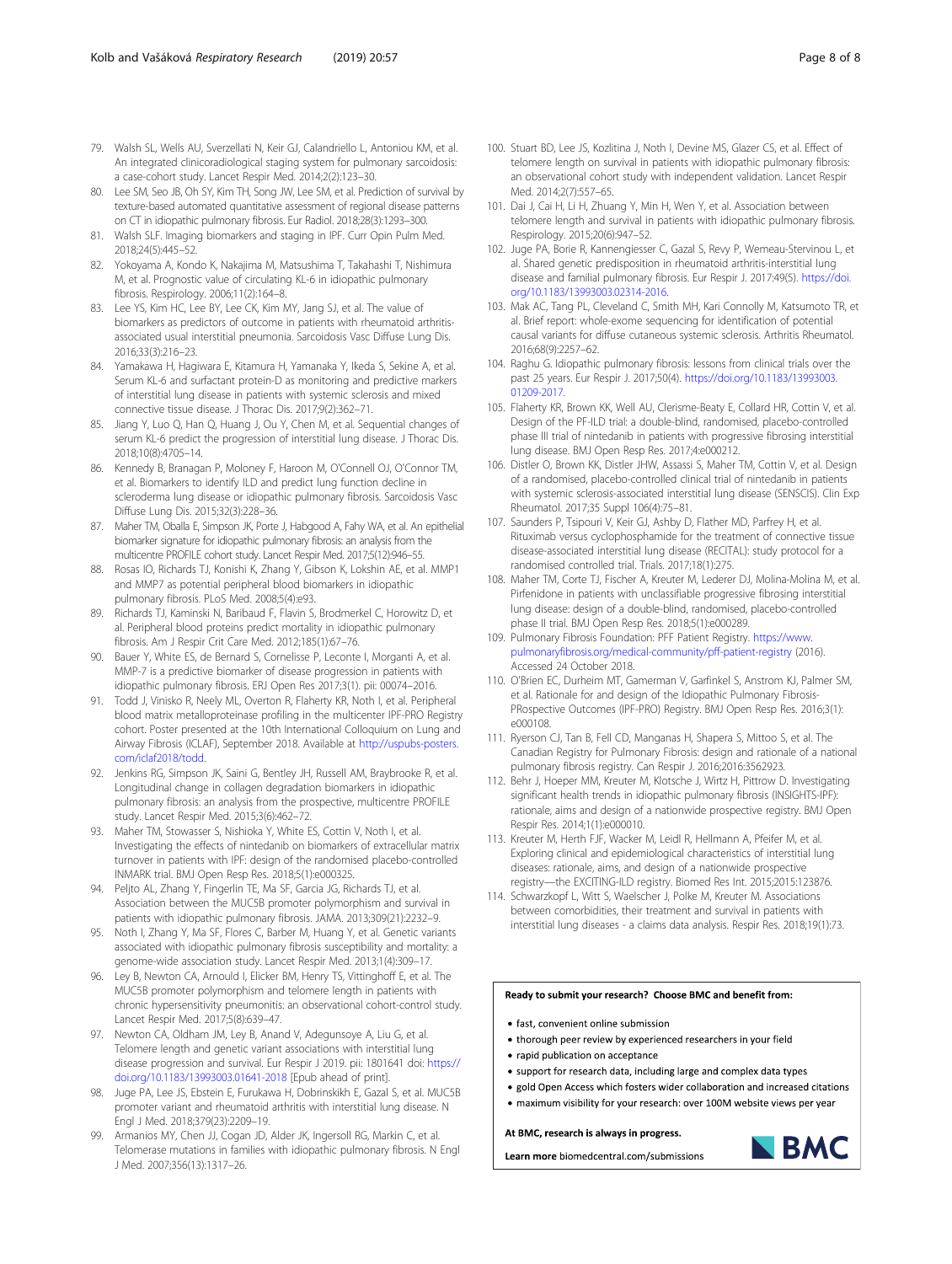79. Walsh SL, Wells AU, Sverzellati N, Keir GJ, Calandriello L, Antoniou KM, et al. An integrated clinicoradiological staging system for pulmonary sarcoidosis: a case-cohort study. Lancet Respir Med. 2014;2(2):123–30.
80. Lee SM, Seo JB, Oh SY, Kim TH, Song JW, Lee SM, et al. Prediction of survival by texture-based automated quantitative assessment of regional disease patterns on CT in idiopathic pulmonary fibrosis. Eur Radiol. 2018;28(3):1293–300.
81. Walsh SLF. Imaging biomarkers and staging in IPF. Curr Opin Pulm Med. 2018;24(5):445–52.
82. Yokoyama A, Kondo K, Nakajima M, Matsushima T, Takahashi T, Nishimura M, et al. Prognostic value of circulating KL-6 in idiopathic pulmonary fibrosis. Respirology. 2006;11(2):164–8.
83. Lee YS, Kim HC, Lee BY, Lee CK, Kim MY, Jang SJ, et al. The value of biomarkers as predictors of outcome in patients with rheumatoid arthritis-associated usual interstitial pneumonia. Sarcoidosis Vasc Diffuse Lung Dis. 2016;33(3):216–23.
84. Yamakawa H, Hagiwara E, Kitamura H, Yamanaka Y, Ikeda S, Sekine A, et al. Serum KL-6 and surfactant protein-D as monitoring and predictive markers of interstitial lung disease in patients with systemic sclerosis and mixed connective tissue disease. J Thorac Dis. 2017;9(2):362–71.
85. Jiang Y, Luo Q, Han Q, Huang J, Ou Y, Chen M, et al. Sequential changes of serum KL-6 predict the progression of interstitial lung disease. J Thorac Dis. 2018;10(8):4705–14.
86. Kennedy B, Branagan P, Moloney F, Haroon M, O'Connell OJ, O'Connor TM, et al. Biomarkers to identify ILD and predict lung function decline in scleroderma lung disease or idiopathic pulmonary fibrosis. Sarcoidosis Vasc Diffuse Lung Dis. 2015;32(3):228–36.
87. Maher TM, Oballa E, Simpson JK, Porte J, Habgood A, Fahy WA, et al. An epithelial biomarker signature for idiopathic pulmonary fibrosis: an analysis from the multicentre PROFILE cohort study. Lancet Respir Med. 2017;5(12):946–55.
88. Rosas IO, Richards TJ, Konishi K, Zhang Y, Gibson K, Lokshin AE, et al. MMP1 and MMP7 as potential peripheral blood biomarkers in idiopathic pulmonary fibrosis. PLoS Med. 2008;5(4):e93.
89. Richards TJ, Kaminski N, Baribaud F, Flavin S, Brodmerkel C, Horowitz D, et al. Peripheral blood proteins predict mortality in idiopathic pulmonary fibrosis. Am J Respir Crit Care Med. 2012;185(1):67–76.
90. Bauer Y, White ES, de Bernard S, Cornelisse P, Leconte I, Morganti A, et al. MMP-7 is a predictive biomarker of disease progression in patients with idiopathic pulmonary fibrosis. ERJ Open Res 2017;3(1). pii: 00074–2016.
91. Todd J, Vinisko R, Neely ML, Overton R, Flaherty KR, Noth I, et al. Peripheral blood matrix metalloproteinase profiling in the multicenter IPF-PRO Registry cohort. Poster presented at the 10th International Colloquium on Lung and Airway Fibrosis (ICLAF), September 2018. Available at http://uspubs-posters.com/iclaf2018/todd.
92. Jenkins RG, Simpson JK, Saini G, Bentley JH, Russell AM, Braybrooke R, et al. Longitudinal change in collagen degradation biomarkers in idiopathic pulmonary fibrosis: an analysis from the prospective, multicentre PROFILE study. Lancet Respir Med. 2015;3(6):462–72.
93. Maher TM, Stowasser S, Nishioka Y, White ES, Cottin V, Noth I, et al. Investigating the effects of nintedanib on biomarkers of extracellular matrix turnover in patients with IPF: design of the randomised placebo-controlled INMARK trial. BMJ Open Resp Res. 2018;5(1):e000325.
94. Peljto AL, Zhang Y, Fingerlin TE, Ma SF, Garcia JG, Richards TJ, et al. Association between the MUC5B promoter polymorphism and survival in patients with idiopathic pulmonary fibrosis. JAMA. 2013;309(21):2232–9.
95. Noth I, Zhang Y, Ma SF, Flores C, Barber M, Huang Y, et al. Genetic variants associated with idiopathic pulmonary fibrosis susceptibility and mortality: a genome-wide association study. Lancet Respir Med. 2013;1(4):309–17.
96. Ley B, Newton CA, Arnould I, Elicker BM, Henry TS, Vittinghoff E, et al. The MUC5B promoter polymorphism and telomere length in patients with chronic hypersensitivity pneumonitis: an observational cohort-control study. Lancet Respir Med. 2017;5(8):639–47.
97. Newton CA, Oldham JM, Ley B, Anand V, Adegunsoye A, Liu G, et al. Telomere length and genetic variant associations with interstitial lung disease progression and survival. Eur Respir J 2019. pii: 1801641 doi: https://doi.org/10.1183/13993003.01641-2018 [Epub ahead of print].
98. Juge PA, Lee JS, Ebstein E, Furukawa H, Dobrinskikh E, Gazal S, et al. MUC5B promoter variant and rheumatoid arthritis with interstitial lung disease. N Engl J Med. 2018;379(23):2209–19.
99. Armanios MY, Chen JJ, Cogan JD, Alder JK, Ingersoll RG, Markin C, et al. Telomerase mutations in families with idiopathic pulmonary fibrosis. N Engl J Med. 2007;356(13):1317–26.
100. Stuart BD, Lee JS, Kozlitina J, Noth I, Devine MS, Glazer CS, et al. Effect of telomere length on survival in patients with idiopathic pulmonary fibrosis: an observational cohort study with independent validation. Lancet Respir Med. 2014;2(7):557–65.
101. Dai J, Cai H, Li H, Zhuang Y, Min H, Wen Y, et al. Association between telomere length and survival in patients with idiopathic pulmonary fibrosis. Respirology. 2015;20(6):947–52.
102. Juge PA, Borie R, Kannengiesser C, Gazal S, Revy P, Wemeau-Stervinou L, et al. Shared genetic predisposition in rheumatoid arthritis-interstitial lung disease and familial pulmonary fibrosis. Eur Respir J. 2017:49(5). https://doi.org/10.1183/13993003.02314-2016.
103. Mak AC, Tang PL, Cleveland C, Smith MH, Kari Connolly M, Katsumoto TR, et al. Brief report: whole-exome sequencing for identification of potential causal variants for diffuse cutaneous systemic sclerosis. Arthritis Rheumatol. 2016;68(9):2257–62.
104. Raghu G. Idiopathic pulmonary fibrosis: lessons from clinical trials over the past 25 years. Eur Respir J. 2017;50(4). https://doi.org/10.1183/13993003.01209-2017.
105. Flaherty KR, Brown KK, Wells AU, Clerisme-Beaty E, Collard HR, Cottin V, et al. Design of the PF-ILD trial: a double-blind, randomised, placebo-controlled phase III trial of nintedanib in patients with progressive fibrosing interstitial lung disease. BMJ Open Resp Res. 2017;4:e000212.
106. Distler O, Brown KK, Distler JHW, Assassi S, Maher TM, Cottin V, et al. Design of a randomised, placebo-controlled clinical trial of nintedanib in patients with systemic sclerosis-associated interstitial lung disease (SENSCIS). Clin Exp Rheumatol. 2017;35 Suppl 106(4):75–81.
107. Saunders P, Tsipouri V, Keir GJ, Ashby D, Flather MD, Parfrey H, et al. Rituximab versus cyclophosphamide for the treatment of connective tissue disease-associated interstitial lung disease (RECITAL): study protocol for a randomised controlled trial. Trials. 2017;18(1):275.
108. Maher TM, Corte TJ, Fischer A, Kreuter M, Lederer DJ, Molina-Molina M, et al. Pirfenidone in patients with unclassifiable progressive fibrosing interstitial lung disease: design of a double-blind, randomised, placebo-controlled phase II trial. BMJ Open Resp Res. 2018;5(1):e000289.
109. Pulmonary Fibrosis Foundation: PFF Patient Registry. https://www.pulmonaryfibrosis.org/medical-community/pff-patient-registry (2016). Accessed 24 October 2018.
110. O'Brien EC, Durheim MT, Gamerman V, Garfinkel S, Anstrom KJ, Palmer SM, et al. Rationale for and design of the Idiopathic Pulmonary Fibrosis-PRospective Outcomes (IPF-PRO) Registry. BMJ Open Resp Res. 2016;3(1):e000108.
111. Ryerson CJ, Tan B, Fell CD, Manganas H, Shapera S, Mittoo S, et al. The Canadian Registry for Pulmonary Fibrosis: design and rationale of a national pulmonary fibrosis registry. Can Respir J. 2016;2016:3562923.
112. Behr J, Hoeper MM, Kreuter M, Klotsche J, Wirtz H, Pittrow D. Investigating significant health trends in idiopathic pulmonary fibrosis (INSIGHTS-IPF): rationale, aims and design of a nationwide prospective registry. BMJ Open Respir Res. 2014;1(1):e000010.
113. Kreuter M, Herth FJF, Wacker M, Leidl R, Hellmann A, Pfeifer M, et al. Exploring clinical and epidemiological characteristics of interstitial lung diseases: rationale, aims, and design of a nationwide prospective registry—the EXCITING-ILD registry. Biomed Res Int. 2015;2015:123876.
114. Schwarzkopf L, Witt S, Waelscher J, Polke M, Kreuter M. Associations between comorbidities, their treatment and survival in patients with interstitial lung diseases - a claims data analysis. Respir Res. 2018;19(1):73.

**Ready to submit your research? Choose BMC and benefit from:**

- fast, convenient online submission
- thorough peer review by experienced researchers in your field
- rapid publication on acceptance
- support for research data, including large and complex data types
- gold Open Access which fosters wider collaboration and increased citations
- maximum visibility for your research: over 100M website views per year

**At BMC, research is always in progress.**

**Learn more** biomedcentral.com/submissions

BMC